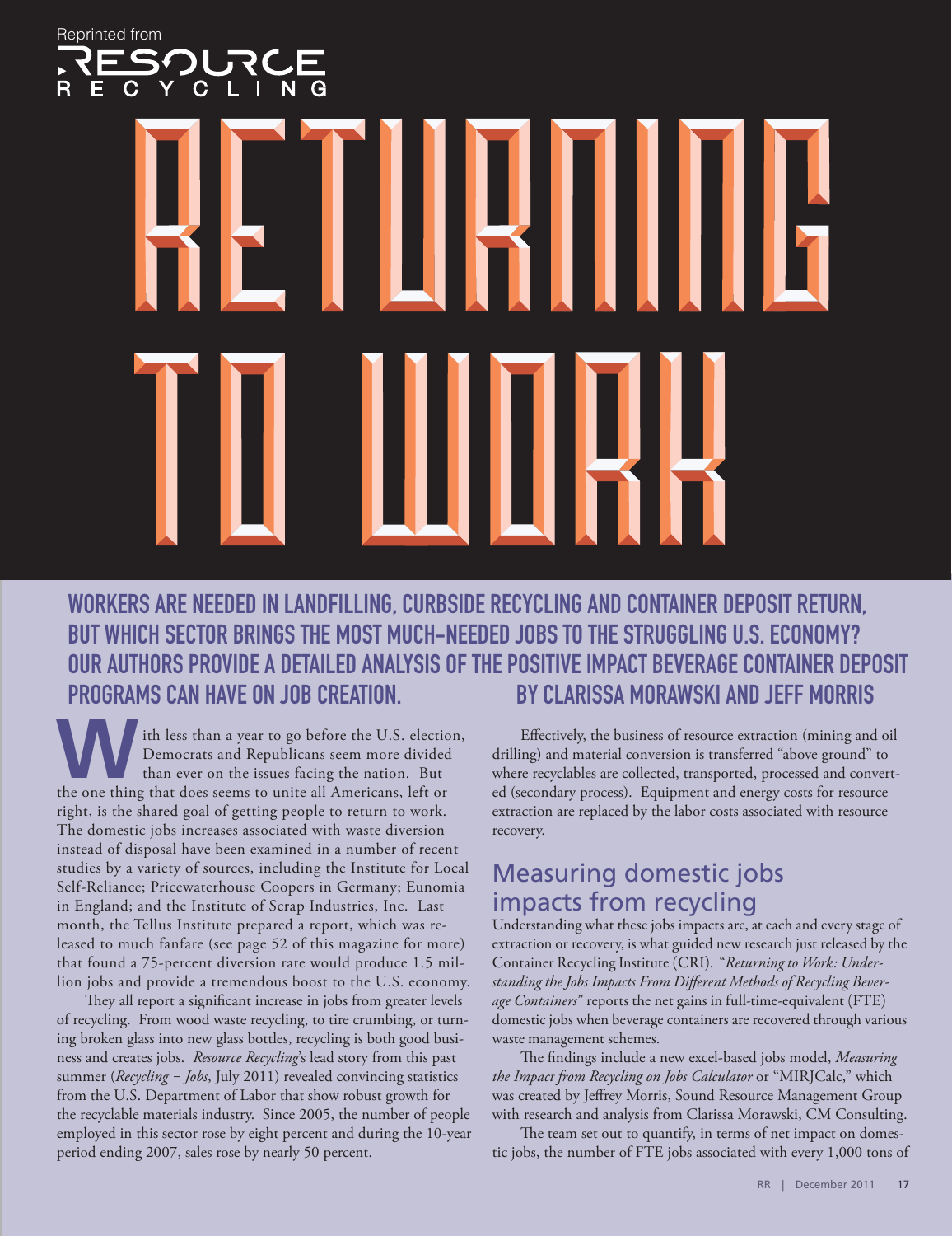Reprinted from Resource Recycling

# RETURNING TO WORK

**WORKERS ARE NEEDED IN LANDFILLING, CURBSIDE RECYCLING AND CONTAINER DEPOSIT RETURN, BUT WHICH SECTOR BRINGS THE MOST MUCH-NEEDED JOBS TO THE STRUGGLING U.S. ECONOMY? OUR AUTHORS PROVIDE A DETAILED ANALYSIS OF THE POSITIVE IMPACT BEVERAGE CONTAINER DEPOSIT PROGRAMS CAN HAVE ON JOB CREATION.**

**BY CLARISSA MORAWSKI AND JEFF MORRIS**

With less than a year to go before the U.S. election, Democrats and Republicans seem more divided than ever on the issues facing the nation. But the one thing that does seems to unite all Americans, left or right, is the shared goal of getting people to return to work. The domestic jobs increases associated with waste diversion instead of disposal have been examined in a number of recent studies by a variety of sources, including the Institute for Local Self-Reliance; Pricewaterhouse Coopers in Germany; Eunomia in England; and the Institute of Scrap Industries, Inc. Last month, the Tellus Institute prepared a report, which was released to much fanfare (see page 52 of this magazine for more) that found a 75-percent diversion rate would produce 1.5 million jobs and provide a tremendous boost to the U.S. economy.

They all report a significant increase in jobs from greater levels of recycling. From wood waste recycling, to tire crumbing, or turning broken glass into new glass bottles, recycling is both good business and creates jobs. *Resource Recycling*'s lead story from this past summer (*Recycling = Jobs*, July 2011) revealed convincing statistics from the U.S. Department of Labor that show robust growth for the recyclable materials industry. Since 2005, the number of people employed in this sector rose by eight percent and during the 10-year period ending 2007, sales rose by nearly 50 percent.

Effectively, the business of resource extraction (mining and oil drilling) and material conversion is transferred "above ground" to where recyclables are collected, transported, processed and converted (secondary process). Equipment and energy costs for resource extraction are replaced by the labor costs associated with resource recovery.

## Measuring domestic jobs impacts from recycling

Understanding what these jobs impacts are, at each and every stage of extraction or recovery, is what guided new research just released by the Container Recycling Institute (CRI). "*Returning to Work: Understanding the Jobs Impacts From Different Methods of Recycling Beverage Containers*" reports the net gains in full-time-equivalent (FTE) domestic jobs when beverage containers are recovered through various waste management schemes.

The findings include a new excel-based jobs model, *Measuring the Impact from Recycling on Jobs Calculator* or "MIRJCalc," which was created by Jeffrey Morris, Sound Resource Management Group with research and analysis from Clarissa Morawski, CM Consulting.

The team set out to quantify, in terms of net impact on domestic jobs, the number of FTE jobs associated with every 1,000 tons of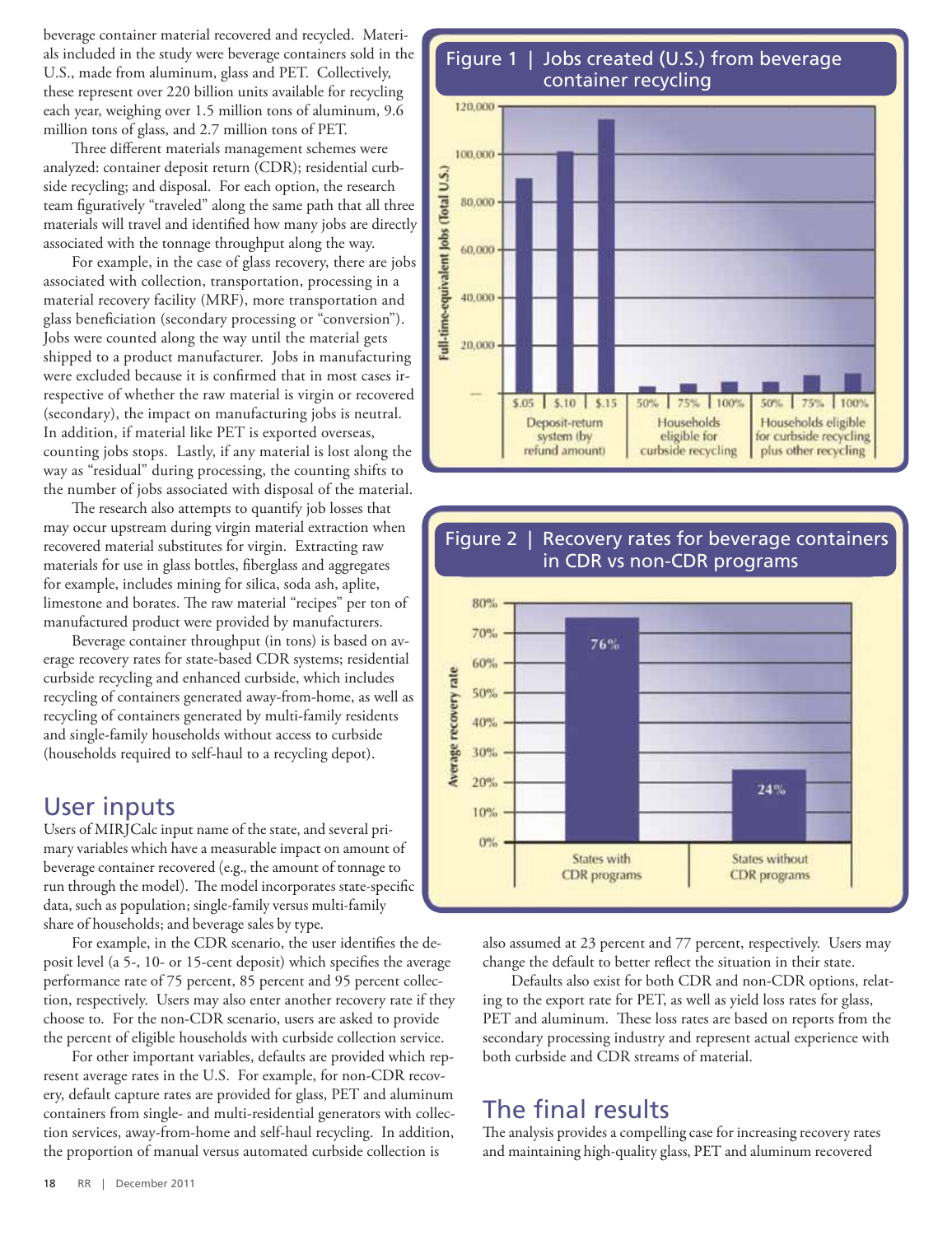beverage container material recovered and recycled. Materials included in the study were beverage containers sold in the U.S., made from aluminum, glass and PET. Collectively, these represent over 220 billion units available for recycling each year, weighing over 1.5 million tons of aluminum, 9.6 million tons of glass, and 2.7 million tons of PET.

Three different materials management schemes were analyzed: container deposit return (CDR); residential curbside recycling; and disposal. For each option, the research team figuratively "traveled" along the same path that all three materials will travel and identified how many jobs are directly associated with the tonnage throughput along the way.

For example, in the case of glass recovery, there are jobs associated with collection, transportation, processing in a material recovery facility (MRF), more transportation and glass beneficiation (secondary processing or "conversion"). Jobs were counted along the way until the material gets shipped to a product manufacturer. Jobs in manufacturing were excluded because it is confirmed that in most cases irrespective of whether the raw material is virgin or recovered (secondary), the impact on manufacturing jobs is neutral. In addition, if material like PET is exported overseas, counting jobs stops. Lastly, if any material is lost along the way as "residual" during processing, the counting shifts to the number of jobs associated with disposal of the material.

The research also attempts to quantify job losses that may occur upstream during virgin material extraction when recovered material substitutes for virgin. Extracting raw materials for use in glass bottles, fiberglass and aggregates for example, includes mining for silica, soda ash, aplite, limestone and borates. The raw material "recipes" per ton of manufactured product were provided by manufacturers.

Beverage container throughput (in tons) is based on average recovery rates for state-based CDR systems; residential curbside recycling and enhanced curbside, which includes recycling of containers generated away-from-home, as well as recycling of containers generated by multi-family residents and single-family households without access to curbside (households required to self-haul to a recycling depot).

**Figure 1 | Jobs created (U.S.) from beverage container recycling**

| Scheme | Option | Full-time-equivalent Jobs (Total U.S.) (approx.) |
|---|---|---|
| Deposit-return system (by refund amount) | $.05 | ~90,000 |
| | $.10 | ~101,000 |
| | $.15 | ~114,000 |
| Households eligible for curbside recycling | 50% | ~3,000 |
| | 75% | ~4,000 |
| | 100% | ~5,000 |
| Households eligible for curbside recycling plus other recycling | 50% | ~5,000 |
| | 75% | ~7,000 |
| | 100% | ~8,000 |

**Figure 2 | Recovery rates for beverage containers in CDR vs non-CDR programs**

| | Average recovery rate |
|---|---|
| States with CDR programs | 76% |
| States without CDR programs | 24% |

## User inputs

Users of MIRJCalc input name of the state, and several primary variables which have a measurable impact on amount of beverage container recovered (e.g., the amount of tonnage to run through the model). The model incorporates state-specific data, such as population; single-family versus multi-family share of households; and beverage sales by type.

For example, in the CDR scenario, the user identifies the deposit level (a 5-, 10- or 15-cent deposit) which specifies the average performance rate of 75 percent, 85 percent and 95 percent collection, respectively. Users may also enter another recovery rate if they choose to. For the non-CDR scenario, users are asked to provide the percent of eligible households with curbside collection service.

For other important variables, defaults are provided which represent average rates in the U.S. For example, for non-CDR recovery, default capture rates are provided for glass, PET and aluminum containers from single- and multi-residential generators with collection services, away-from-home and self-haul recycling. In addition, the proportion of manual versus automated curbside collection is also assumed at 23 percent and 77 percent, respectively. Users may change the default to better reflect the situation in their state.

Defaults also exist for both CDR and non-CDR options, relating to the export rate for PET, as well as yield loss rates for glass, PET and aluminum. These loss rates are based on reports from the secondary processing industry and represent actual experience with both curbside and CDR streams of material.

## The final results

The analysis provides a compelling case for increasing recovery rates and maintaining high-quality glass, PET and aluminum recovered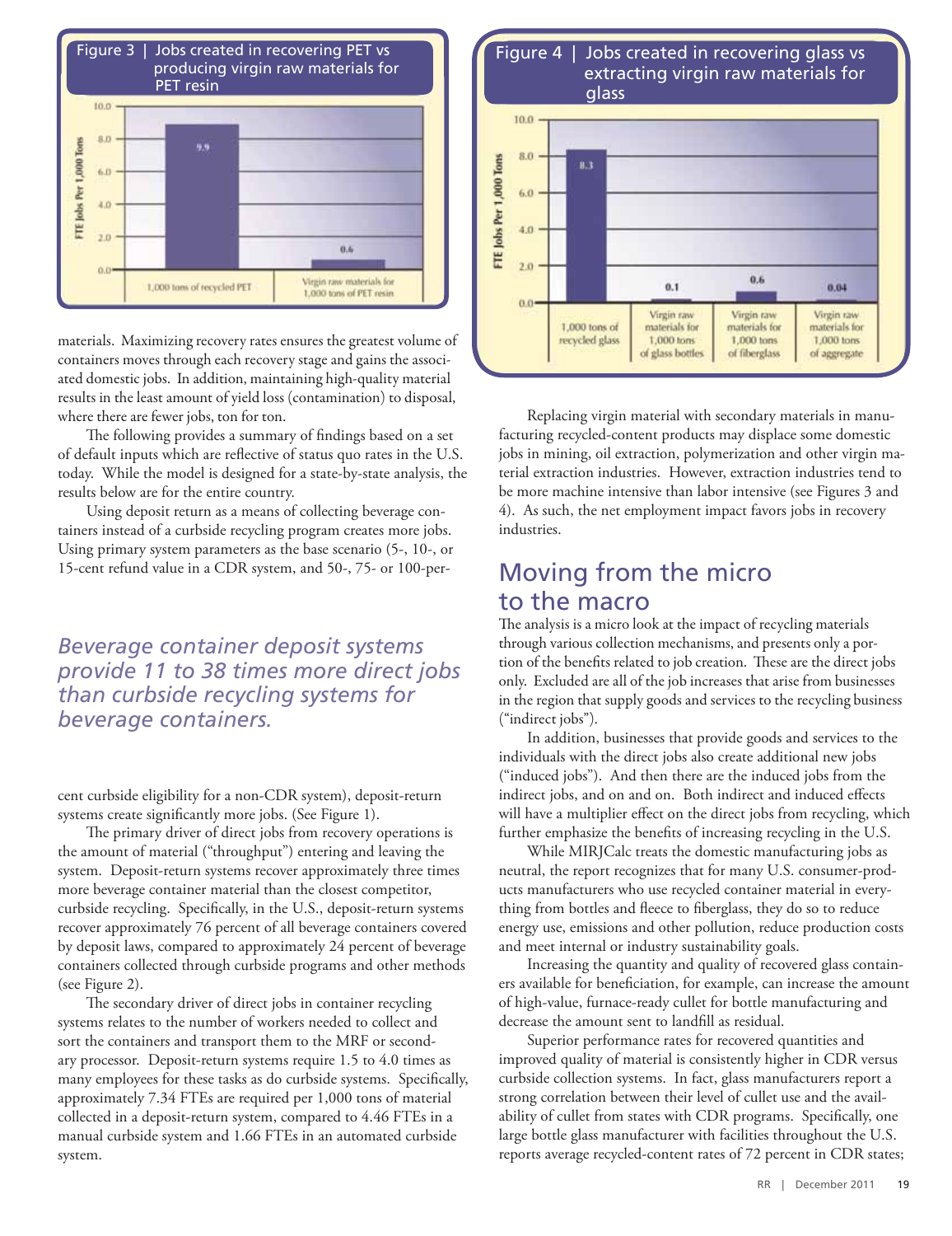Figure 3 | Jobs created in recovering PET vs producing virgin raw materials for PET resin

| | FTE Jobs Per 1,000 Tons |
|---|---|
| 1,000 tons of recycled PET | 9.9 |
| Virgin raw materials for 1,000 tons of PET resin | 0.6 |

materials. Maximizing recovery rates ensures the greatest volume of containers moves through each recovery stage and gains the associated domestic jobs. In addition, maintaining high-quality material results in the least amount of yield loss (contamination) to disposal, where there are fewer jobs, ton for ton.

The following provides a summary of findings based on a set of default inputs which are reflective of status quo rates in the U.S. today. While the model is designed for a state-by-state analysis, the results below are for the entire country.

Using deposit return as a means of collecting beverage containers instead of a curbside recycling program creates more jobs. Using primary system parameters as the base scenario (5-, 10-, or 15-cent refund value in a CDR system, and 50-, 75- or 100-percent curbside eligibility for a non-CDR system), deposit-return systems create significantly more jobs. (See Figure 1).

*Beverage container deposit systems provide 11 to 38 times more direct jobs than curbside recycling systems for beverage containers.*

The primary driver of direct jobs from recovery operations is the amount of material ("throughput") entering and leaving the system. Deposit-return systems recover approximately three times more beverage container material than the closest competitor, curbside recycling. Specifically, in the U.S., deposit-return systems recover approximately 76 percent of all beverage containers covered by deposit laws, compared to approximately 24 percent of beverage containers collected through curbside programs and other methods (see Figure 2).

The secondary driver of direct jobs in container recycling systems relates to the number of workers needed to collect and sort the containers and transport them to the MRF or secondary processor. Deposit-return systems require 1.5 to 4.0 times as many employees for these tasks as do curbside systems. Specifically, approximately 7.34 FTEs are required per 1,000 tons of material collected in a deposit-return system, compared to 4.46 FTEs in a manual curbside system and 1.66 FTEs in an automated curbside system.

Figure 4 | Jobs created in recovering glass vs extracting virgin raw materials for glass

| | FTE Jobs Per 1,000 Tons |
|---|---|
| 1,000 tons of recycled glass | 8.3 |
| Virgin raw materials for 1,000 tons of glass bottles | 0.1 |
| Virgin raw materials for 1,000 tons of fiberglass | 0.6 |
| Virgin raw materials for 1,000 tons of aggregate | 0.04 |

Replacing virgin material with secondary materials in manufacturing recycled-content products may displace some domestic jobs in mining, oil extraction, polymerization and other virgin material extraction industries. However, extraction industries tend to be more machine intensive than labor intensive (see Figures 3 and 4). As such, the net employment impact favors jobs in recovery industries.

## Moving from the micro to the macro

The analysis is a micro look at the impact of recycling materials through various collection mechanisms, and presents only a portion of the benefits related to job creation. These are the direct jobs only. Excluded are all of the job increases that arise from businesses in the region that supply goods and services to the recycling business ("indirect jobs").

In addition, businesses that provide goods and services to the individuals with the direct jobs also create additional new jobs ("induced jobs"). And then there are the induced jobs from the indirect jobs, and on and on. Both indirect and induced effects will have a multiplier effect on the direct jobs from recycling, which further emphasize the benefits of increasing recycling in the U.S.

While MIRJCalc treats the domestic manufacturing jobs as neutral, the report recognizes that for many U.S. consumer-products manufacturers who use recycled container material in everything from bottles and fleece to fiberglass, they do so to reduce energy use, emissions and other pollution, reduce production costs and meet internal or industry sustainability goals.

Increasing the quantity and quality of recovered glass containers available for beneficiation, for example, can increase the amount of high-value, furnace-ready cullet for bottle manufacturing and decrease the amount sent to landfill as residual.

Superior performance rates for recovered quantities and improved quality of material is consistently higher in CDR versus curbside collection systems. In fact, glass manufacturers report a strong correlation between their level of cullet use and the availability of cullet from states with CDR programs. Specifically, one large bottle glass manufacturer with facilities throughout the U.S. reports average recycled-content rates of 72 percent in CDR states;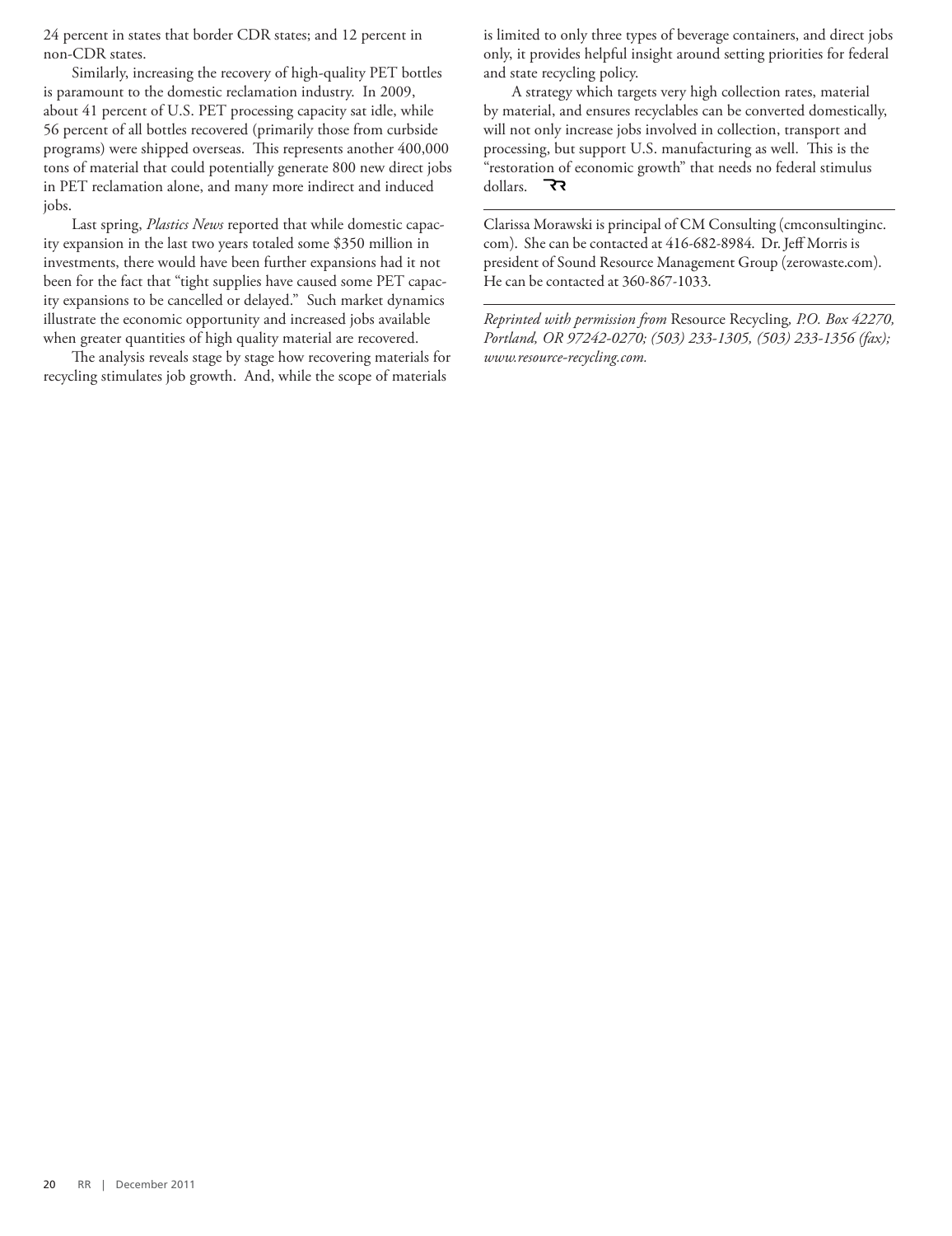24 percent in states that border CDR states; and 12 percent in non-CDR states.

Similarly, increasing the recovery of high-quality PET bottles is paramount to the domestic reclamation industry. In 2009, about 41 percent of U.S. PET processing capacity sat idle, while 56 percent of all bottles recovered (primarily those from curbside programs) were shipped overseas. This represents another 400,000 tons of material that could potentially generate 800 new direct jobs in PET reclamation alone, and many more indirect and induced jobs.

Last spring, *Plastics News* reported that while domestic capacity expansion in the last two years totaled some $350 million in investments, there would have been further expansions had it not been for the fact that "tight supplies have caused some PET capacity expansions to be cancelled or delayed." Such market dynamics illustrate the economic opportunity and increased jobs available when greater quantities of high quality material are recovered.

The analysis reveals stage by stage how recovering materials for recycling stimulates job growth. And, while the scope of materials is limited to only three types of beverage containers, and direct jobs only, it provides helpful insight around setting priorities for federal and state recycling policy.

A strategy which targets very high collection rates, material by material, and ensures recyclables can be converted domestically, will not only increase jobs involved in collection, transport and processing, but support U.S. manufacturing as well. This is the "restoration of economic growth" that needs no federal stimulus dollars.

---

Clarissa Morawski is principal of CM Consulting (cmconsultinginc.com). She can be contacted at 416-682-8984. Dr. Jeff Morris is president of Sound Resource Management Group (zerowaste.com). He can be contacted at 360-867-1033.

---

*Reprinted with permission from* Resource Recycling*, P.O. Box 42270, Portland, OR 97242-0270; (503) 233-1305, (503) 233-1356 (fax); www.resource-recycling.com.*